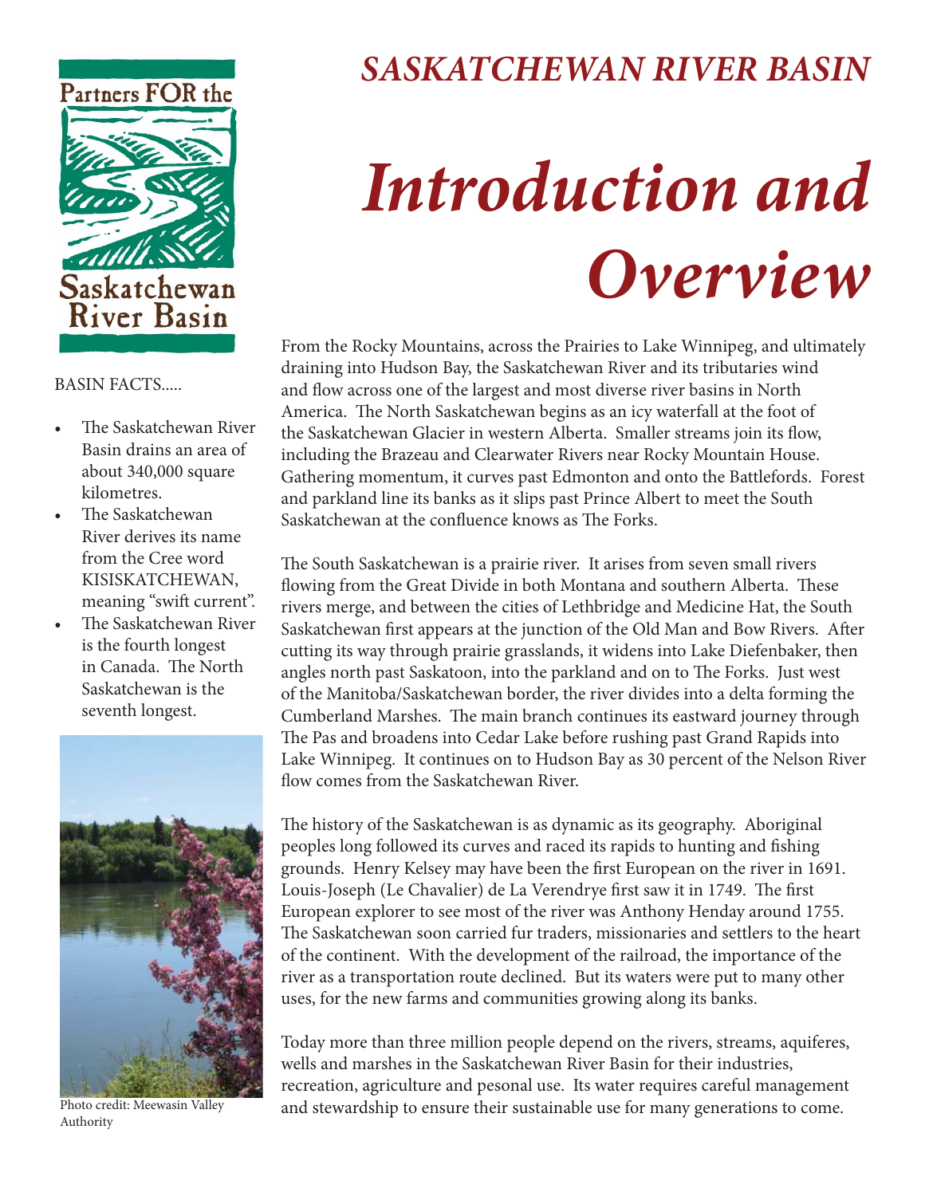Partners FOR the Saskatchewan River Basin

# SASKATCHEWAN RIVER BASIN

# *Introduction and Overview*

From the Rocky Mountains, across the Prairies to Lake Winnipeg, and ultimately draining into Hudson Bay, the Saskatchewan River and its tributaries wind and flow across one of the largest and most diverse river basins in North America. The North Saskatchewan begins as an icy waterfall at the foot of the Saskatchewan Glacier in western Alberta. Smaller streams join its flow, including the Brazeau and Clearwater Rivers near Rocky Mountain House. Gathering momentum, it curves past Edmonton and onto the Battlefords. Forest and parkland line its banks as it slips past Prince Albert to meet the South Saskatchewan at the confluence knows as The Forks.

The South Saskatchewan is a prairie river. It arises from seven small rivers flowing from the Great Divide in both Montana and southern Alberta. These rivers merge, and between the cities of Lethbridge and Medicine Hat, the South Saskatchewan first appears at the junction of the Old Man and Bow Rivers. After cutting its way through prairie grasslands, it widens into Lake Diefenbaker, then angles north past Saskatoon, into the parkland and on to The Forks. Just west of the Manitoba/Saskatchewan border, the river divides into a delta forming the Cumberland Marshes. The main branch continues its eastward journey through The Pas and broadens into Cedar Lake before rushing past Grand Rapids into Lake Winnipeg. It continues on to Hudson Bay as 30 percent of the Nelson River flow comes from the Saskatchewan River.

The history of the Saskatchewan is as dynamic as its geography. Aboriginal peoples long followed its curves and raced its rapids to hunting and fishing grounds. Henry Kelsey may have been the first European on the river in 1691. Louis-Joseph (Le Chavalier) de La Verendrye first saw it in 1749. The first European explorer to see most of the river was Anthony Henday around 1755. The Saskatchewan soon carried fur traders, missionaries and settlers to the heart of the continent. With the development of the railroad, the importance of the river as a transportation route declined. But its waters were put to many other uses, for the new farms and communities growing along its banks.

Today more than three million people depend on the rivers, streams, aquiferes, wells and marshes in the Saskatchewan River Basin for their industries, recreation, agriculture and pesonal use. Its water requires careful management and stewardship to ensure their sustainable use for many generations to come.

BASIN FACTS.....

- The Saskatchewan River Basin drains an area of about 340,000 square kilometres.
- The Saskatchewan River derives its name from the Cree word KISISKATCHEWAN, meaning "swift current".
- The Saskatchewan River is the fourth longest in Canada. The North Saskatchewan is the seventh longest.

Photo credit: Meewasin Valley Authority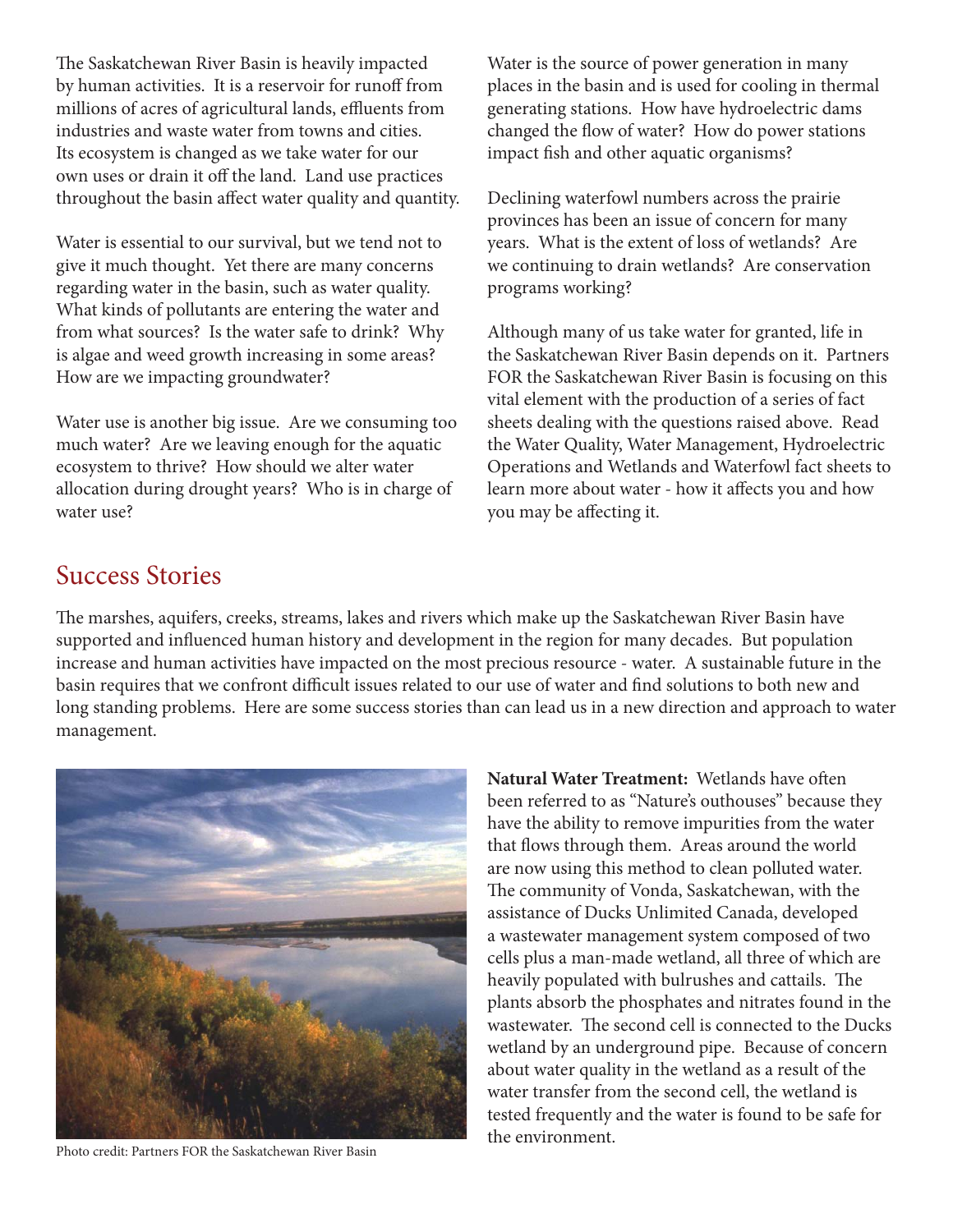The Saskatchewan River Basin is heavily impacted by human activities. It is a reservoir for runoff from millions of acres of agricultural lands, effluents from industries and waste water from towns and cities. Its ecosystem is changed as we take water for our own uses or drain it off the land. Land use practices throughout the basin affect water quality and quantity.

Water is essential to our survival, but we tend not to give it much thought. Yet there are many concerns regarding water in the basin, such as water quality. What kinds of pollutants are entering the water and from what sources? Is the water safe to drink? Why is algae and weed growth increasing in some areas? How are we impacting groundwater?

Water use is another big issue. Are we consuming too much water? Are we leaving enough for the aquatic ecosystem to thrive? How should we alter water allocation during drought years? Who is in charge of water use?

Water is the source of power generation in many places in the basin and is used for cooling in thermal generating stations. How have hydroelectric dams changed the flow of water? How do power stations impact fish and other aquatic organisms?

Declining waterfowl numbers across the prairie provinces has been an issue of concern for many years. What is the extent of loss of wetlands? Are we continuing to drain wetlands? Are conservation programs working?

Although many of us take water for granted, life in the Saskatchewan River Basin depends on it. Partners FOR the Saskatchewan River Basin is focusing on this vital element with the production of a series of fact sheets dealing with the questions raised above. Read the Water Quality, Water Management, Hydroelectric Operations and Wetlands and Waterfowl fact sheets to learn more about water - how it affects you and how you may be affecting it.

## Success Stories

The marshes, aquifers, creeks, streams, lakes and rivers which make up the Saskatchewan River Basin have supported and influenced human history and development in the region for many decades. But population increase and human activities have impacted on the most precious resource - water. A sustainable future in the basin requires that we confront difficult issues related to our use of water and find solutions to both new and long standing problems. Here are some success stories than can lead us in a new direction and approach to water management.

Photo credit: Partners FOR the Saskatchewan River Basin

**Natural Water Treatment:** Wetlands have often been referred to as "Nature's outhouses" because they have the ability to remove impurities from the water that flows through them. Areas around the world are now using this method to clean polluted water. The community of Vonda, Saskatchewan, with the assistance of Ducks Unlimited Canada, developed a wastewater management system composed of two cells plus a man-made wetland, all three of which are heavily populated with bulrushes and cattails. The plants absorb the phosphates and nitrates found in the wastewater. The second cell is connected to the Ducks wetland by an underground pipe. Because of concern about water quality in the wetland as a result of the water transfer from the second cell, the wetland is tested frequently and the water is found to be safe for the environment.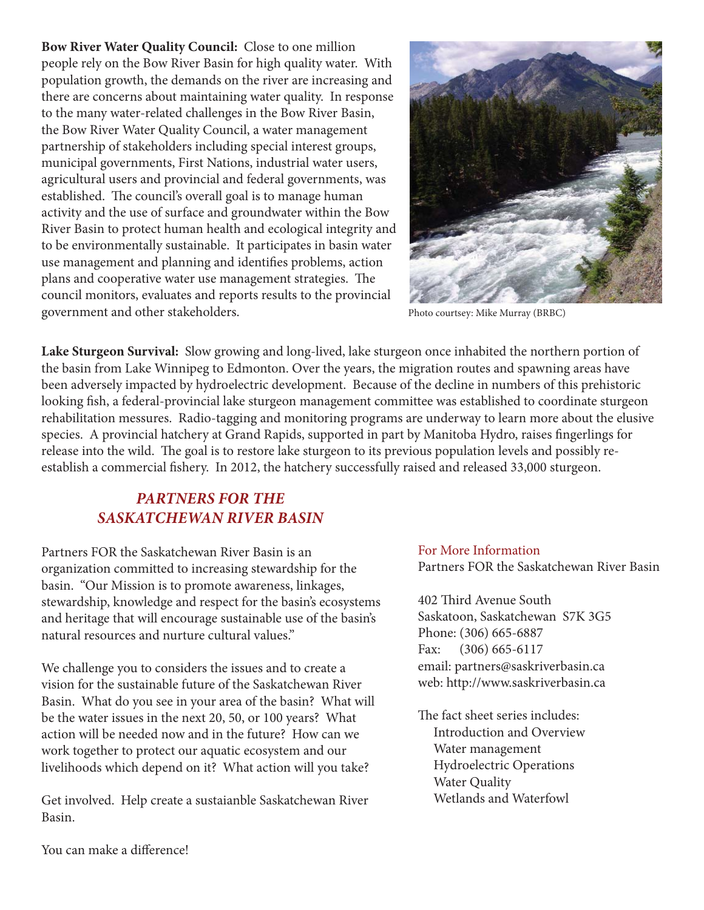**Bow River Water Quality Council:** Close to one million people rely on the Bow River Basin for high quality water. With population growth, the demands on the river are increasing and there are concerns about maintaining water quality. In response to the many water-related challenges in the Bow River Basin, the Bow River Water Quality Council, a water management partnership of stakeholders including special interest groups, municipal governments, First Nations, industrial water users, agricultural users and provincial and federal governments, was established. The council's overall goal is to manage human activity and the use of surface and groundwater within the Bow River Basin to protect human health and ecological integrity and to be environmentally sustainable. It participates in basin water use management and planning and identifies problems, action plans and cooperative water use management strategies. The council monitors, evaluates and reports results to the provincial government and other stakeholders.

Photo courtsey: Mike Murray (BRBC)

**Lake Sturgeon Survival:** Slow growing and long-lived, lake sturgeon once inhabited the northern portion of the basin from Lake Winnipeg to Edmonton. Over the years, the migration routes and spawning areas have been adversely impacted by hydroelectric development. Because of the decline in numbers of this prehistoric looking fish, a federal-provincial lake sturgeon management committee was established to coordinate sturgeon rehabilitation messures. Radio-tagging and monitoring programs are underway to learn more about the elusive species. A provincial hatchery at Grand Rapids, supported in part by Manitoba Hydro, raises fingerlings for release into the wild. The goal is to restore lake sturgeon to its previous population levels and possibly re-establish a commercial fishery. In 2012, the hatchery successfully raised and released 33,000 sturgeon.

## *PARTNERS FOR THE SASKATCHEWAN RIVER BASIN*

Partners FOR the Saskatchewan River Basin is an organization committed to increasing stewardship for the basin. "Our Mission is to promote awareness, linkages, stewardship, knowledge and respect for the basin's ecosystems and heritage that will encourage sustainable use of the basin's natural resources and nurture cultural values."

We challenge you to considers the issues and to create a vision for the sustainable future of the Saskatchewan River Basin. What do you see in your area of the basin? What will be the water issues in the next 20, 50, or 100 years? What action will be needed now and in the future? How can we work together to protect our aquatic ecosystem and our livelihoods which depend on it? What action will you take?

Get involved. Help create a sustaianble Saskatchewan River Basin.

You can make a difference!

For More Information
Partners FOR the Saskatchewan River Basin

402 Third Avenue South
Saskatoon, Saskatchewan S7K 3G5
Phone: (306) 665-6887
Fax: (306) 665-6117
email: partners@saskriverbasin.ca
web: http://www.saskriverbasin.ca

The fact sheet series includes:
- Introduction and Overview
- Water management
- Hydroelectric Operations
- Water Quality
- Wetlands and Waterfowl